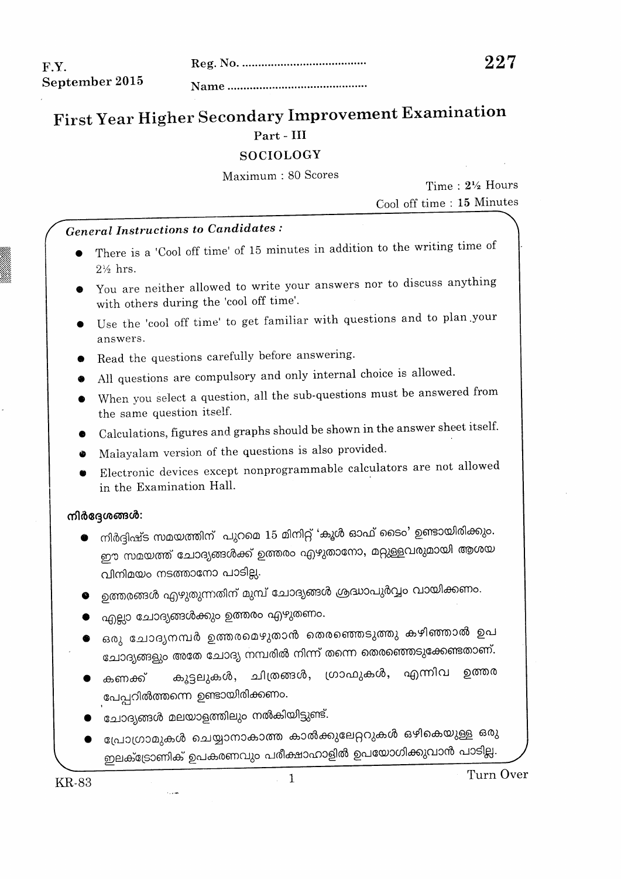F.Y.
September 2015

Reg. No. ......................................

Name ..........................................

**227**

# First Year Higher Secondary Improvement Examination

**Part - III**

**SOCIOLOGY**

Maximum : 80 Scores

Time : 2½ Hours
Cool off time : **15** Minutes

***General Instructions to Candidates :***

- There is a 'Cool off time' of 15 minutes in addition to the writing time of 2½ hrs.
- You are neither allowed to write your answers nor to discuss anything with others during the 'cool off time'.
- Use the 'cool off time' to get familiar with questions and to plan your answers.
- Read the questions carefully before answering.
- All questions are compulsory and only internal choice is allowed.
- When you select a question, all the sub-questions must be answered from the same question itself.
- Calculations, figures and graphs should be shown in the answer sheet itself.
- Malayalam version of the questions is also provided.
- Electronic devices except nonprogrammable calculators are not allowed in the Examination Hall.

**നിർദ്ദേശങ്ങൾ:**

- നിർദ്ദിഷ്ട സമയത്തിന് പുറമെ 15 മിനിറ്റ് 'കൂൾ ഓഫ് ടൈം' ഉണ്ടായിരിക്കും. ഈ സമയത്ത് ചോദ്യങ്ങൾക്ക് ഉത്തരം എഴുതാനോ, മറ്റുള്ളവരുമായി ആശയ വിനിമയം നടത്താനോ പാടില്ല.
- ഉത്തരങ്ങൾ എഴുതുന്നതിന് മുമ്പ് ചോദ്യങ്ങൾ ശ്രദ്ധാപൂർവ്വം വായിക്കണം.
- എല്ലാ ചോദ്യങ്ങൾക്കും ഉത്തരം എഴുതണം.
- ഒരു ചോദ്യനമ്പർ ഉത്തരമെഴുതാൻ തെരഞ്ഞെടുത്തു കഴിഞ്ഞാൽ ഉപ ചോദ്യങ്ങളും അതേ ചോദ്യ നമ്പരിൽ നിന്ന് തന്നെ തെരഞ്ഞെടുക്കേണ്ടതാണ്.
- കണക്ക് കൂട്ടലുകൾ, ചിത്രങ്ങൾ, ഗ്രാഫുകൾ, എന്നിവ ഉത്തര പേപ്പറിൽത്തന്നെ ഉണ്ടായിരിക്കണം.
- ചോദ്യങ്ങൾ മലയാളത്തിലും നൽകിയിട്ടുണ്ട്.
- പ്രോഗ്രാമുകൾ ചെയ്യാനാകാത്ത കാൽക്കുലേറ്ററുകൾ ഒഴികെയുള്ള ഒരു ഇലക്ട്രോണിക് ഉപകരണവും പരീക്ഷാഹാളിൽ ഉപയോഗിക്കുവാൻ പാടില്ല.

KR-83

Turn Over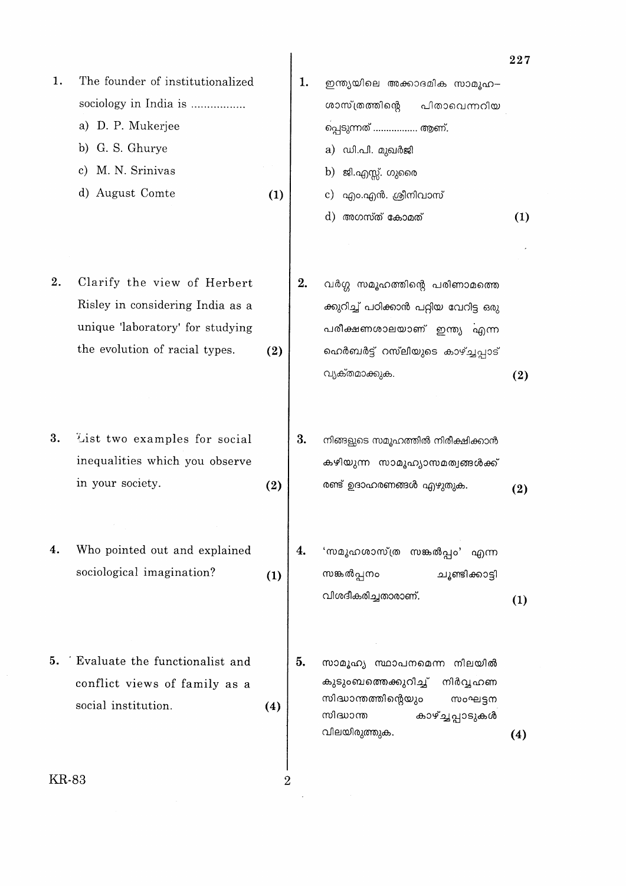1. The founder of institutionalized sociology in India is .................
   a) D. P. Mukerjee
   b) G. S. Ghurye
   c) M. N. Srinivas
   d) August Comte **(1)**

2. Clarify the view of Herbert Risley in considering India as a unique 'laboratory' for studying the evolution of racial types. **(2)**

3. List two examples for social inequalities which you observe in your society. **(2)**

4. Who pointed out and explained sociological imagination? **(1)**

5. Evaluate the functionalist and conflict views of family as a social institution. **(4)**

---

1. ഇന്ത്യയിലെ അക്കാദമിക സാമൂഹ–ശാസ്ത്രത്തിന്റെ പിതാവെന്നറിയപ്പെടുന്നത് ................. ആണ്.
   a) ഡി.പി. മുഖർജി
   b) ജി.എസ്സ്. ഗുരൈ
   c) എം.എൻ. ശ്രീനിവാസ്
   d) അഗസ്ത് കോമത് **(1)**

2. വർഗ്ഗ സമൂഹത്തിന്റെ പരിണാമത്തെക്കുറിച്ച് പഠിക്കാൻ പറ്റിയ വേറിട്ട ഒരു പരീക്ഷണശാലയാണ് ഇന്ത്യ എന്ന ഹെർബർട്ട് റസ്‌ലിയുടെ കാഴ്ച്ചപ്പാട് വ്യക്തമാക്കുക. **(2)**

3. നിങ്ങളുടെ സമൂഹത്തിൽ നിരീക്ഷിക്കാൻ കഴിയുന്ന സാമൂഹ്യാസമത്വങ്ങൾക്ക് രണ്ട് ഉദാഹരണങ്ങൾ എഴുതുക. **(2)**

4. 'സമൂഹശാസ്ത്ര സങ്കൽപ്പം' എന്ന സങ്കൽപ്പനം ചൂണ്ടിക്കാട്ടി വിശദീകരിച്ചതാരാണ്. **(1)**

5. സാമൂഹ്യ സ്ഥാപനമെന്ന നിലയിൽ കുടുംബത്തെക്കുറിച്ച് നിർവ്വഹണ സിദ്ധാന്തത്തിന്റെയും സംഘട്ടന സിദ്ധാന്ത കാഴ്ച്ചപ്പാടുകൾ വിലയിരുത്തുക. **(4)**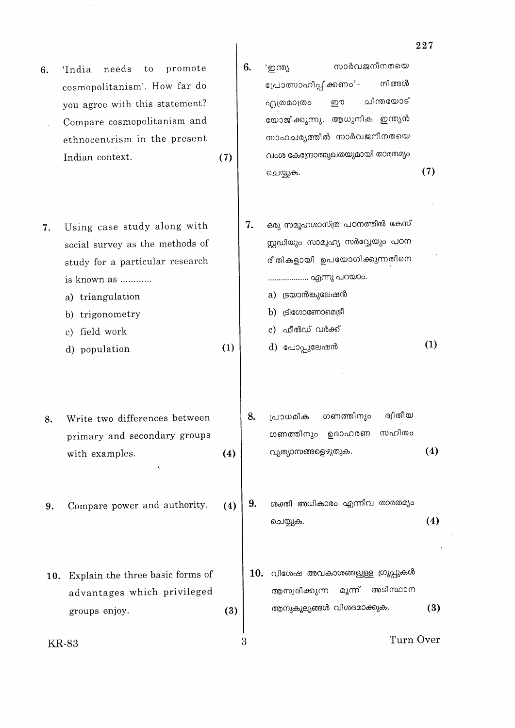6. 'India needs to promote cosmopolitanism'. How far do you agree with this statement? Compare cosmopolitanism and ethnocentrism in the present Indian context. **(7)**

6. 'ഇന്ത്യ സാർവജനീനതയെ പ്രോത്സാഹിപ്പിക്കണം'- നിങ്ങൾ എത്രമാത്രം ഈ ചിന്തയോട് യോജിക്കുന്നു. ആധുനിക ഇന്ത്യൻ സാഹചര്യത്തിൽ സാർവജനീനതയെ വംശ കേന്ദ്രോന്മുഖതയുമായി താരതമ്യം ചെയ്യുക. **(7)**

7. Using case study along with social survey as the methods of study for a particular research is known as ............
   a) triangulation
   b) trigonometry
   c) field work
   d) population **(1)**

7. ഒരു സമൂഹശാസ്ത്ര പഠനത്തിൽ കേസ് സ്റ്റഡിയും സാമൂഹ്യ സർവ്വേയും പഠന രീതികളായി ഉപയോഗിക്കുന്നതിനെ ................... എന്നു പറയാം.
   a) ട്രയാൻങ്കുലേഷൻ
   b) ട്രിഗോണോമെട്രി
   c) ഫീൽഡ് വർക്ക്
   d) പോപ്പുലേഷൻ **(1)**

8. Write two differences between primary and secondary groups with examples. **(4)**

8. പ്രാഥമിക ഗണത്തിനും ദ്വിതീയ ഗണത്തിനും ഉദാഹരണ സഹിതം വ്യത്യാസങ്ങളെഴുതുക. **(4)**

9. Compare power and authority. **(4)**

9. ശക്തി അധികാരം എന്നിവ താരതമ്യം ചെയ്യുക. **(4)**

10. Explain the three basic forms of advantages which privileged groups enjoy. **(3)**

10. വിശേഷ അവകാശങ്ങളുള്ള ഗ്രൂപ്പുകൾ ആസ്വദിക്കുന്ന മൂന്ന് അടിസ്ഥാന ആനുകൂല്യങ്ങൾ വിശദമാക്കുക. **(3)**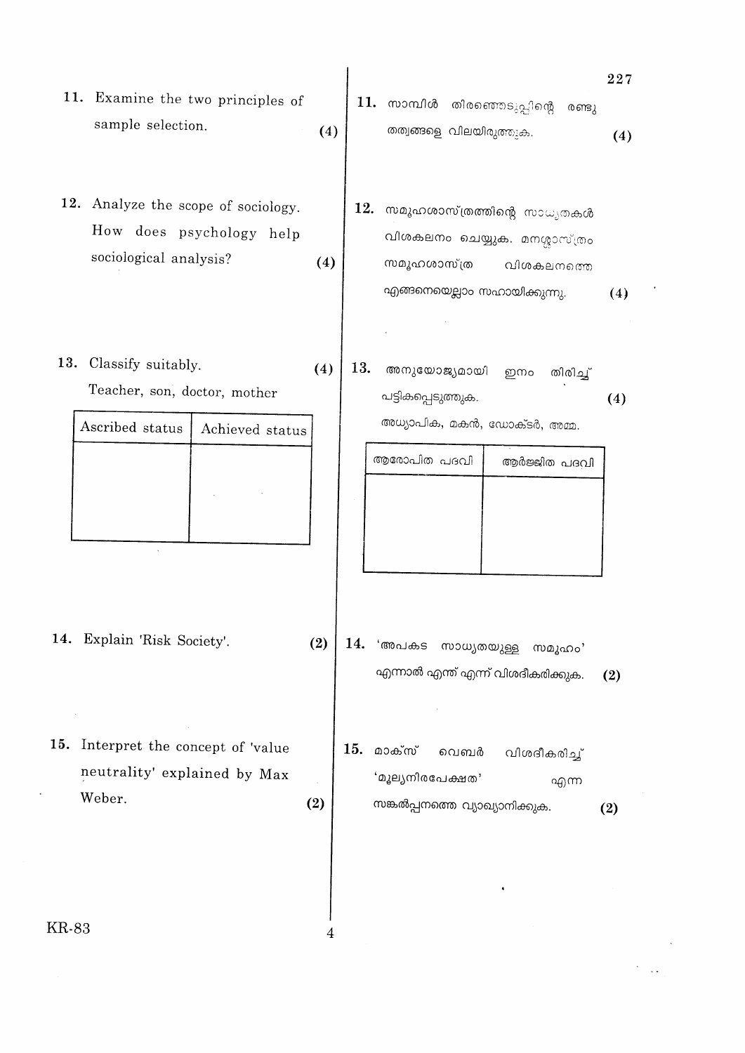11. Examine the two principles of sample selection. **(4)**

11. സാമ്പിൾ തിരഞ്ഞെടുപ്പിന്റെ രണ്ടു തത്വങ്ങളെ വിലയിരുത്തുക. **(4)**

12. Analyze the scope of sociology. How does psychology help sociological analysis? **(4)**

12. സമൂഹശാസ്ത്രത്തിന്റെ സാധ്യതകൾ വിശകലനം ചെയ്യുക. മനശ്ശാസ്ത്രം സമൂഹശാസ്ത്ര വിശകലനത്തെ എങ്ങനെയെല്ലാം സഹായിക്കുന്നു. **(4)**

13. Classify suitably. **(4)**

Teacher, son, doctor, mother

| Ascribed status | Achieved status |
|---|---|
| | |

13. അനുയോജ്യമായി ഇനം തിരിച്ച് പട്ടികപ്പെടുത്തുക. **(4)**

അധ്യാപിക, മകൻ, ഡോക്ടർ, അമ്മ.

| ആരോപിത പദവി | ആർജ്ജിത പദവി |
|---|---|
| | |

14. Explain 'Risk Society'. **(2)**

14. 'അപകട സാധ്യതയുള്ള സമൂഹം' എന്നാൽ എന്ത് എന്ന് വിശദീകരിക്കുക. **(2)**

15. Interpret the concept of 'value neutrality' explained by Max Weber. **(2)**

15. മാക്സ് വെബർ വിശദീകരിച്ച 'മൂല്യനിരപേക്ഷത' എന്ന സങ്കൽപ്പനത്തെ വ്യാഖ്യാനിക്കുക. **(2)**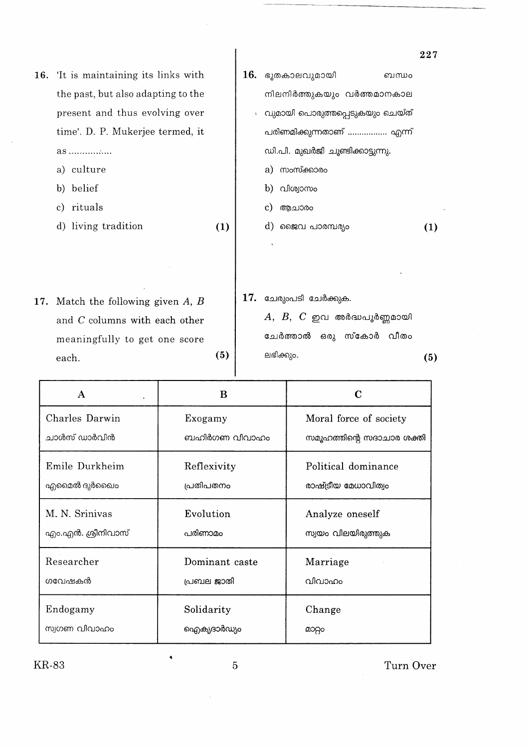16. 'It is maintaining its links with the past, but also adapting to the present and thus evolving over time'. D. P. Mukerjee termed, it as ...............

a) culture

b) belief

c) rituals

d) living tradition **(1)**

16. ഭൂതകാലവുമായി ബന്ധം നിലനിർത്തുകയും വർത്തമാനകാലവുമായി പൊരുത്തപ്പെടുകയും ചെയ്ത് പരിണമിക്കുന്നതാണ് ................ എന്ന് ഡി.പി. മുഖർജി ചൂണ്ടിക്കാട്ടുന്നു.

a) സംസ്കാരം

b) വിശ്വാസം

c) ആചാരം

d) ജൈവ പാരമ്പര്യം **(1)**

17. Match the following given *A*, *B* and *C* columns with each other meaningfully to get one score each. **(5)**

17. ചേരുംപടി ചേർക്കുക. *A*, *B*, *C* ഇവ അർദ്ധപൂർണ്ണമായി ചേർത്താൽ ഒരു സ്കോർ വീതം ലഭിക്കും. **(5)**

| A | B | C |
|---|---|---|
| Charles Darwin<br>ചാൾസ് ഡാർവിൻ | Exogamy<br>ബഹിർഗണ വിവാഹം | Moral force of society<br>സമൂഹത്തിന്റെ സദാചാര ശക്തി |
| Emile Durkheim<br>എമൈൽ ദുർഖൈം | Reflexivity<br>പ്രതിപതനം | Political dominance<br>രാഷ്ട്രീയ മേധാവിത്വം |
| M. N. Srinivas<br>എം.എൻ. ശ്രീനിവാസ് | Evolution<br>പരിണാമം | Analyze oneself<br>സ്വയം വിലയിരുത്തുക |
| Researcher<br>ഗവേഷകൻ | Dominant caste<br>പ്രബല ജാതി | Marriage<br>വിവാഹം |
| Endogamy<br>സ്വഗണ വിവാഹം | Solidarity<br>ഐക്യദാർഢ്യം | Change<br>മാറ്റം |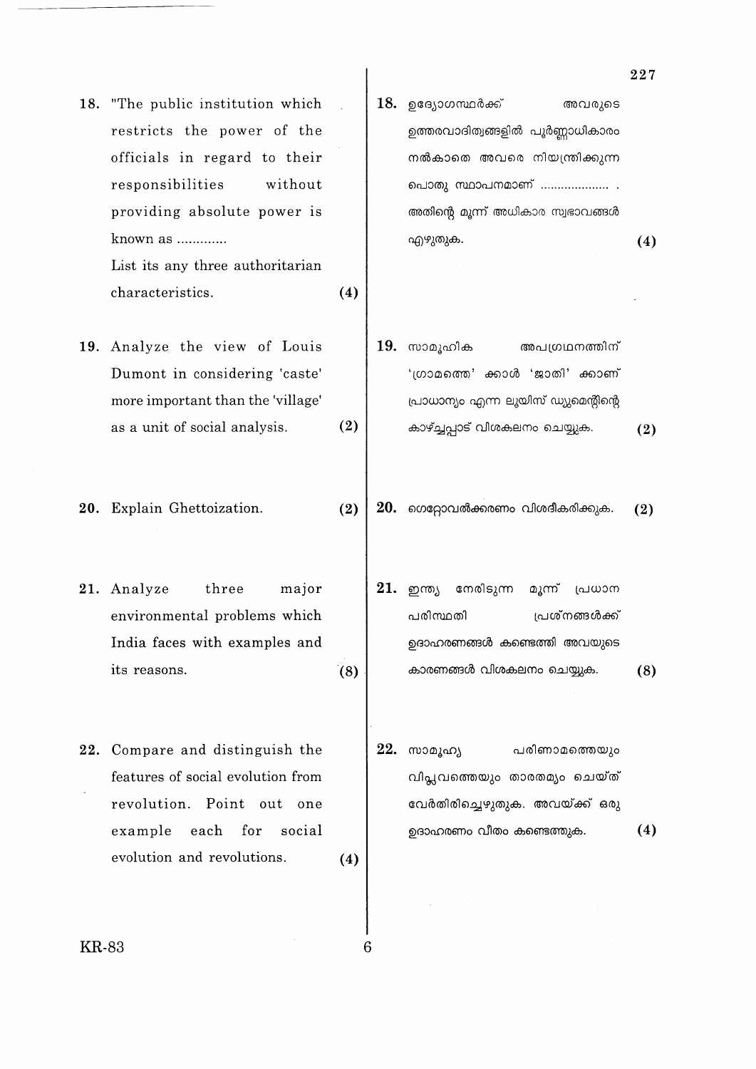18. "The public institution which restricts the power of the officials in regard to their responsibilities without providing absolute power is known as .............
List its any three authoritarian characteristics. **(4)**

18. ഉദ്യോഗസ്ഥർക്ക് അവരുടെ ഉത്തരവാദിത്വങ്ങളിൽ പൂർണ്ണാധികാരം നൽകാതെ അവരെ നിയന്ത്രിക്കുന്ന പൊതു സ്ഥാപനമാണ് .................... . അതിന്റെ മൂന്ന് അധികാര സ്വഭാവങ്ങൾ എഴുതുക. **(4)**

19. Analyze the view of Louis Dumont in considering 'caste' more important than the 'village' as a unit of social analysis. **(2)**

19. സാമൂഹിക അപഗ്രഥനത്തിന് 'ഗ്രാമത്തെ' ക്കാൾ 'ജാതി' ക്കാണ് പ്രാധാന്യം എന്ന ലൂയിസ് ഡ്യുമെന്റിന്റെ കാഴ്ച്ചപ്പാട് വിശകലനം ചെയ്യുക. **(2)**

20. Explain Ghettoization. **(2)**

20. ഗെറ്റോവൽക്കരണം വിശദീകരിക്കുക. **(2)**

21. Analyze three major environmental problems which India faces with examples and its reasons. **(8)**

21. ഇന്ത്യ നേരിടുന്ന മൂന്ന് പ്രധാന പരിസ്ഥതി പ്രശ്നങ്ങൾക്ക് ഉദാഹരണങ്ങൾ കണ്ടെത്തി അവയുടെ കാരണങ്ങൾ വിശകലനം ചെയ്യുക. **(8)**

22. Compare and distinguish the features of social evolution from revolution. Point out one example each for social evolution and revolutions. **(4)**

22. സാമൂഹ്യ പരിണാമത്തെയും വിപ്ലവത്തെയും താരതമ്യം ചെയ്ത് വേർതിരിച്ചെഴുതുക. അവയ്ക്ക് ഒരു ഉദാഹരണം വീതം കണ്ടെത്തുക. **(4)**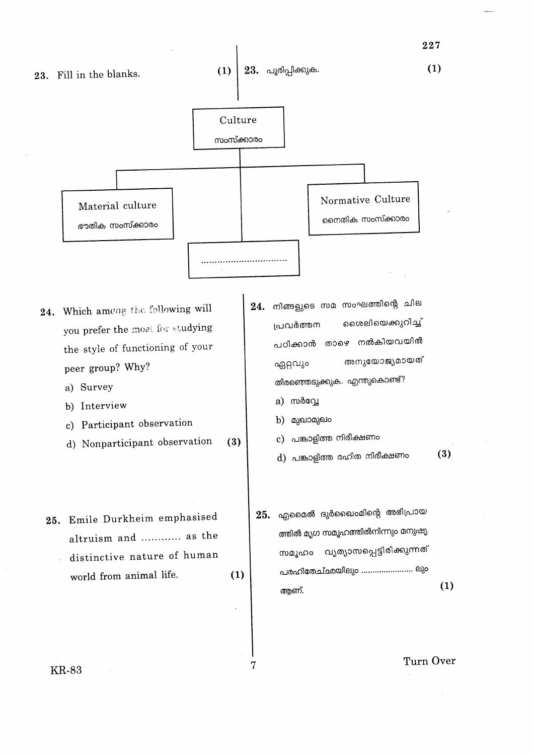23. Fill in the blanks. (1)

23. പൂരിപ്പിക്കുക. (1)

Culture
സംസ്ക്കാരം

- Material culture
  ഭൗതിക സംസ്ക്കാരം
- ................................
- Normative Culture
  നൈതിക സംസ്ക്കാരം

24. Which among the following will you prefer the most for studying the style of functioning of your peer group? Why?

a) Survey

b) Interview

c) Participant observation

d) Nonparticipant observation (3)

24. നിങ്ങളുടെ സമ സംഘത്തിന്റെ ചില പ്രവർത്തന ശൈലിയെക്കുറിച്ച് പഠിക്കാൻ താഴെ നൽകിയവയിൽ ഏറ്റവും അനുയോജ്യമായത് തിരഞ്ഞെടുക്കുക. എന്തുകൊണ്ട്?

a) സർവ്വേ

b) മുഖാമുഖം

c) പങ്കാളിത്ത നിരീക്ഷണം

d) പങ്കാളിത്ത രഹിത നിരീക്ഷണം (3)

25. Emile Durkheim emphasised altruism and ............ as the distinctive nature of human world from animal life. (1)

25. എമൈൽ ദുർഖൈംമിന്റെ അഭിപ്രായത്തിൽ മൃഗ സമൂഹത്തിൽനിന്നും മനുഷ്യ സമൂഹം വ്യത്യാസപ്പെട്ടിരിക്കുന്നത് പരഹിതേച്ഛയിലും ...................... ലും ആണ്. (1)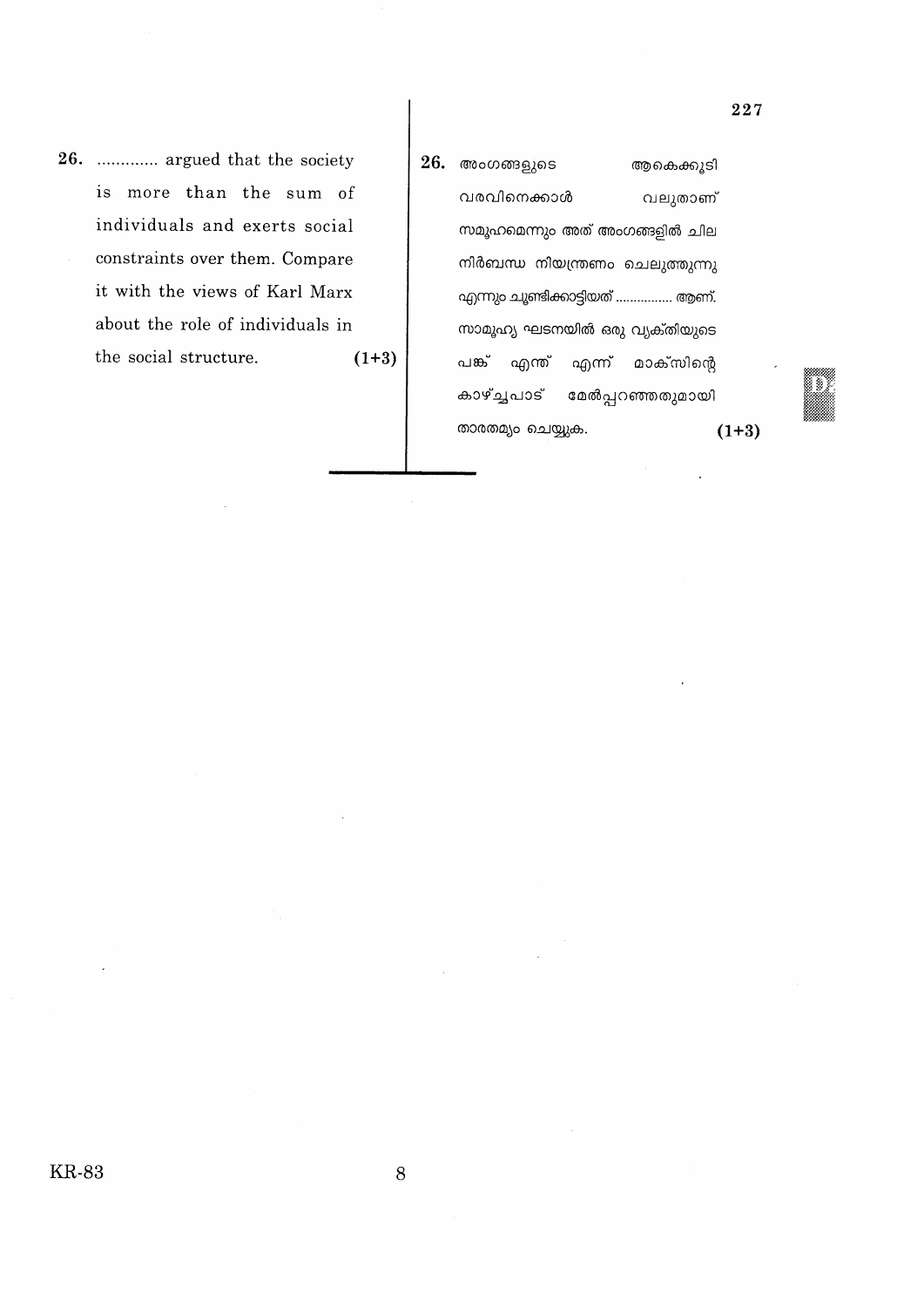26. ............. argued that the society is more than the sum of individuals and exerts social constraints over them. Compare it with the views of Karl Marx about the role of individuals in the social structure. **(1+3)**

26. അംഗങ്ങളുടെ ആകെക്കൂടി വരവിനെക്കാൾ വലുതാണ് സമൂഹമെന്നും അത് അംഗങ്ങളിൽ ചില നിർബന്ധ നിയന്ത്രണം ചെലുത്തുന്നു എന്നും ചൂണ്ടിക്കാട്ടിയത് ................ ആണ്. സാമൂഹ്യ ഘടനയിൽ ഒരു വ്യക്തിയുടെ പങ്ക് എന്ത് എന്ന് മാക്സിന്റെ കാഴ്ച്ചപാട് മേൽപ്പറഞ്ഞതുമായി താരതമ്യം ചെയ്യുക. **(1+3)**